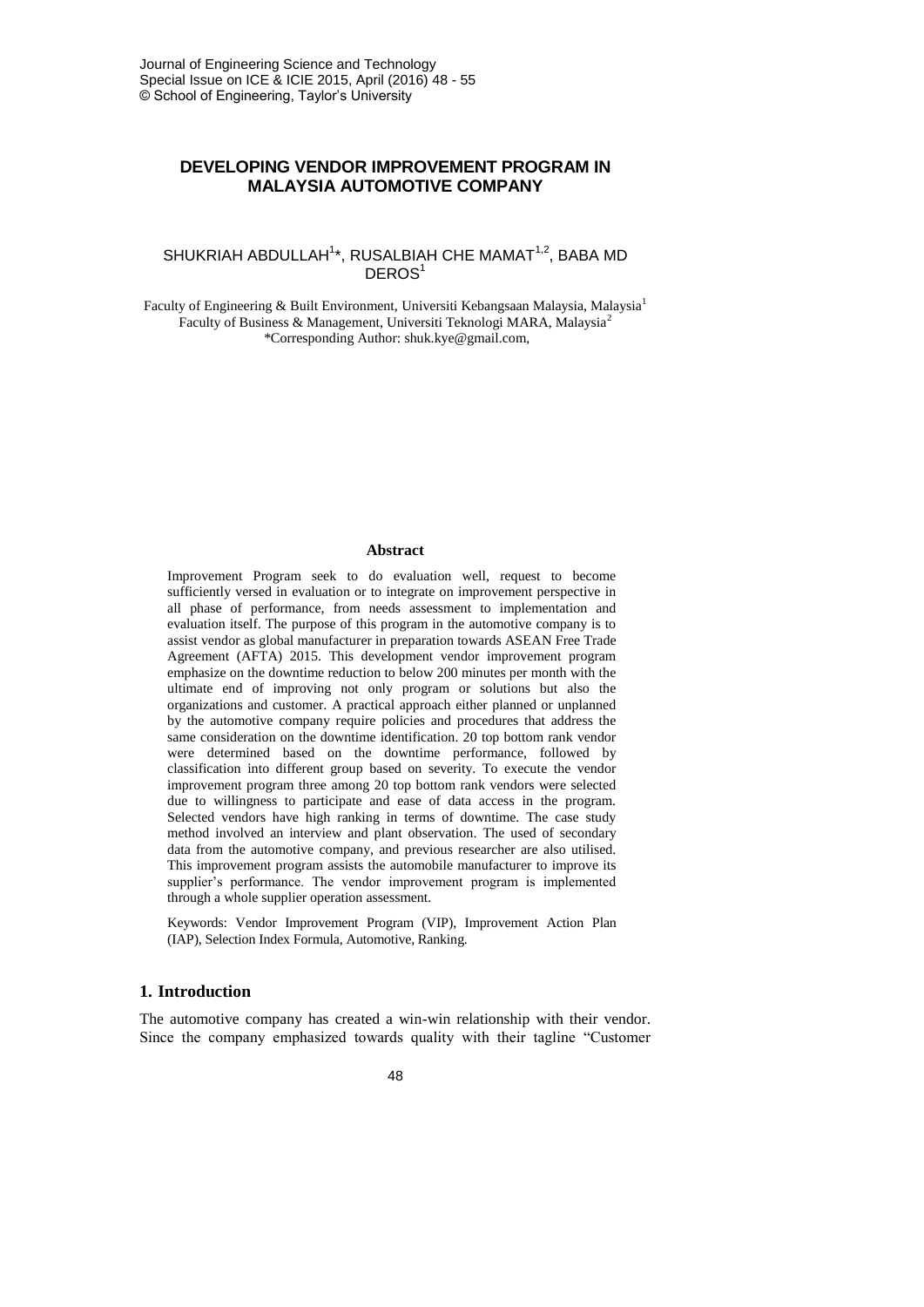# DEVELOPING VENDOR IMPROVEMENT PROGRAM IN MALAYSIA AUTOMOTIVE COMPANY

SHUKRIAH ABDULLAH[1]*, RUSALBIAH CHE MAMAT[1,2], BABA MD DEROS[1]

Faculty of Engineering & Built Environment, Universiti Kebangsaan Malaysia, Malaysia[1]
Faculty of Business & Management, Universiti Teknologi MARA, Malaysia[2]
*Corresponding Author: shuk.kye@gmail.com,

## Abstract

Improvement Program seek to do evaluation well, request to become sufficiently versed in evaluation or to integrate on improvement perspective in all phase of performance, from needs assessment to implementation and evaluation itself. The purpose of this program in the automotive company is to assist vendor as global manufacturer in preparation towards ASEAN Free Trade Agreement (AFTA) 2015. This development vendor improvement program emphasize on the downtime reduction to below 200 minutes per month with the ultimate end of improving not only program or solutions but also the organizations and customer. A practical approach either planned or unplanned by the automotive company require policies and procedures that address the same consideration on the downtime identification. 20 top bottom rank vendor were determined based on the downtime performance, followed by classification into different group based on severity. To execute the vendor improvement program three among 20 top bottom rank vendors were selected due to willingness to participate and ease of data access in the program. Selected vendors have high ranking in terms of downtime. The case study method involved an interview and plant observation. The used of secondary data from the automotive company, and previous researcher are also utilised. This improvement program assists the automobile manufacturer to improve its supplier's performance. The vendor improvement program is implemented through a whole supplier operation assessment.

Keywords: Vendor Improvement Program (VIP), Improvement Action Plan (IAP), Selection Index Formula, Automotive, Ranking.

## 1. Introduction

The automotive company has created a win-win relationship with their vendor. Since the company emphasized towards quality with their tagline "Customer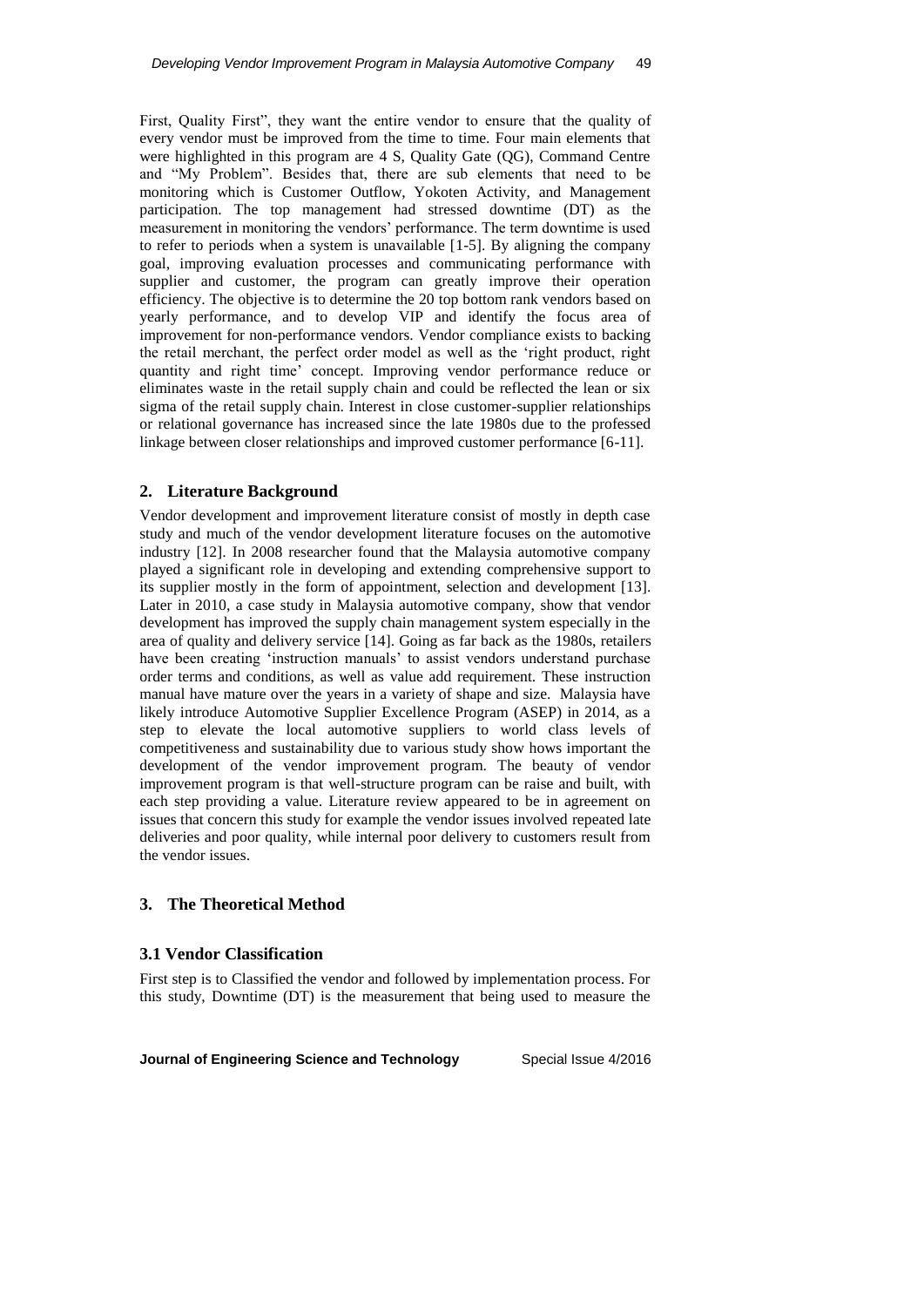First, Quality First", they want the entire vendor to ensure that the quality of every vendor must be improved from the time to time. Four main elements that were highlighted in this program are 4 S, Quality Gate (QG), Command Centre and "My Problem". Besides that, there are sub elements that need to be monitoring which is Customer Outflow, Yokoten Activity, and Management participation. The top management had stressed downtime (DT) as the measurement in monitoring the vendors' performance. The term downtime is used to refer to periods when a system is unavailable [1-5]. By aligning the company goal, improving evaluation processes and communicating performance with supplier and customer, the program can greatly improve their operation efficiency. The objective is to determine the 20 top bottom rank vendors based on yearly performance, and to develop VIP and identify the focus area of improvement for non-performance vendors. Vendor compliance exists to backing the retail merchant, the perfect order model as well as the 'right product, right quantity and right time' concept. Improving vendor performance reduce or eliminates waste in the retail supply chain and could be reflected the lean or six sigma of the retail supply chain. Interest in close customer-supplier relationships or relational governance has increased since the late 1980s due to the professed linkage between closer relationships and improved customer performance [6-11].

## 2. Literature Background

Vendor development and improvement literature consist of mostly in depth case study and much of the vendor development literature focuses on the automotive industry [12]. In 2008 researcher found that the Malaysia automotive company played a significant role in developing and extending comprehensive support to its supplier mostly in the form of appointment, selection and development [13]. Later in 2010, a case study in Malaysia automotive company, show that vendor development has improved the supply chain management system especially in the area of quality and delivery service [14]. Going as far back as the 1980s, retailers have been creating 'instruction manuals' to assist vendors understand purchase order terms and conditions, as well as value add requirement. These instruction manual have mature over the years in a variety of shape and size. Malaysia have likely introduce Automotive Supplier Excellence Program (ASEP) in 2014, as a step to elevate the local automotive suppliers to world class levels of competitiveness and sustainability due to various study show hows important the development of the vendor improvement program. The beauty of vendor improvement program is that well-structure program can be raise and built, with each step providing a value. Literature review appeared to be in agreement on issues that concern this study for example the vendor issues involved repeated late deliveries and poor quality, while internal poor delivery to customers result from the vendor issues.

## 3. The Theoretical Method

### 3.1 Vendor Classification

First step is to Classified the vendor and followed by implementation process. For this study, Downtime (DT) is the measurement that being used to measure the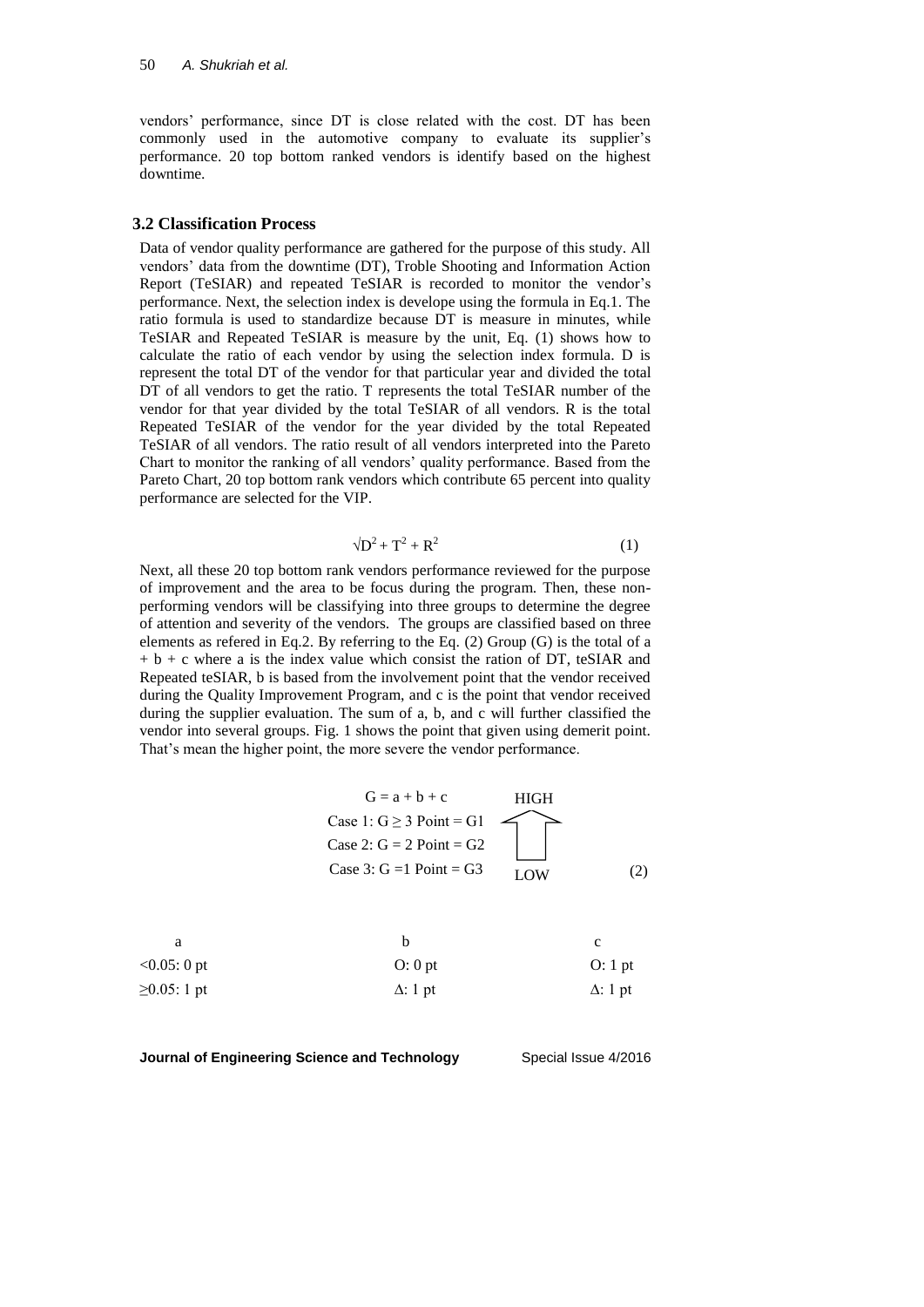vendors' performance, since DT is close related with the cost. DT has been commonly used in the automotive company to evaluate its supplier's performance. 20 top bottom ranked vendors is identify based on the highest downtime.

### 3.2 Classification Process

Data of vendor quality performance are gathered for the purpose of this study. All vendors' data from the downtime (DT), Troble Shooting and Information Action Report (TeSIAR) and repeated TeSIAR is recorded to monitor the vendor's performance. Next, the selection index is develope using the formula in Eq.1. The ratio formula is used to standardize because DT is measure in minutes, while TeSIAR and Repeated TeSIAR is measure by the unit, Eq. (1) shows how to calculate the ratio of each vendor by using the selection index formula. D is represent the total DT of the vendor for that particular year and divided the total DT of all vendors to get the ratio. T represents the total TeSIAR number of the vendor for that year divided by the total TeSIAR of all vendors. R is the total Repeated TeSIAR of the vendor for the year divided by the total Repeated TeSIAR of all vendors. The ratio result of all vendors interpreted into the Pareto Chart to monitor the ranking of all vendors' quality performance. Based from the Pareto Chart, 20 top bottom rank vendors which contribute 65 percent into quality performance are selected for the VIP.

$$\sqrt{D^2 + T^2 + R^2} \tag{1}$$

Next, all these 20 top bottom rank vendors performance reviewed for the purpose of improvement and the area to be focus during the program. Then, these non-performing vendors will be classifying into three groups to determine the degree of attention and severity of the vendors. The groups are classified based on three elements as refered in Eq.2. By referring to the Eq. (2) Group (G) is the total of a + b + c where a is the index value which consist the ration of DT, teSIAR and Repeated teSIAR, b is based from the involvement point that the vendor received during the Quality Improvement Program, and c is the point that vendor received during the supplier evaluation. The sum of a, b, and c will further classified the vendor into several groups. Fig. 1 shows the point that given using demerit point. That's mean the higher point, the more severe the vendor performance.

$$G = a + b + c$$
$$\text{Case 1: } G \geq 3 \text{ Point} = G1$$
$$\text{Case 2: } G = 2 \text{ Point} = G2$$
$$\text{Case 3: } G = 1 \text{ Point} = G3 \tag{2}$$

HIGH (G1) ↑ LOW (G3)

| a | b | c |
|---|---|---|
| <0.05: 0 pt | O: 0 pt | O: 1 pt |
| ≥0.05: 1 pt | Δ: 1 pt | Δ: 1 pt |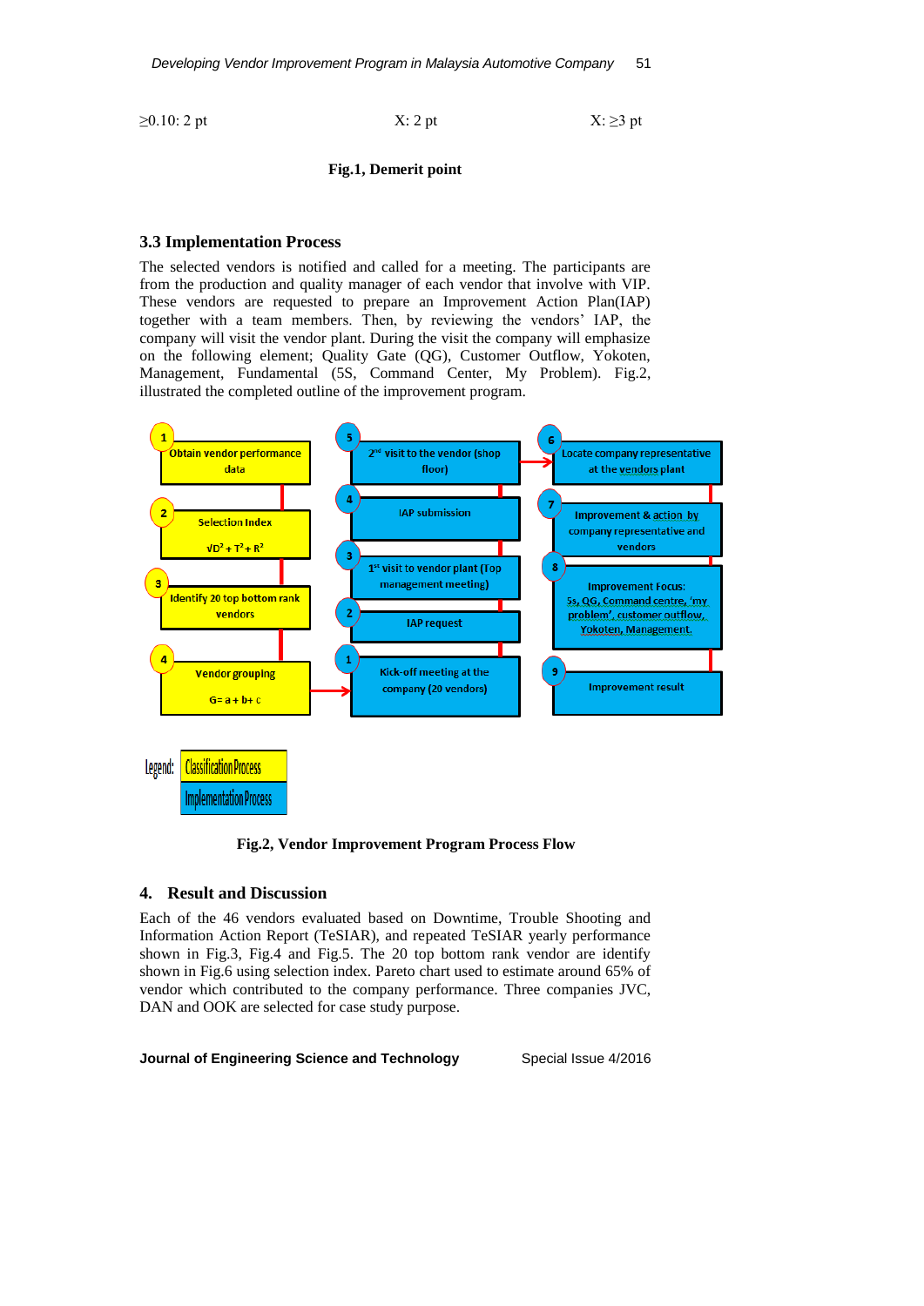$\geq 0.10$: 2 pt    X: 2 pt    X: $\geq 3$ pt

**Fig.1, Demerit point**

### 3.3 Implementation Process

The selected vendors is notified and called for a meeting. The participants are from the production and quality manager of each vendor that involve with VIP. These vendors are requested to prepare an Improvement Action Plan(IAP) together with a team members. Then, by reviewing the vendors' IAP, the company will visit the vendor plant. During the visit the company will emphasize on the following element; Quality Gate (QG), Customer Outflow, Yokoten, Management, Fundamental (5S, Command Center, My Problem). Fig.2, illustrated the completed outline of the improvement program.

Classification Process:

1. Obtain vendor performance data
2. Selection Index $\sqrt{D^2 + T^2 + R^2}$
3. Identify 20 top bottom rank vendors
4. Vendor grouping G= a + b+ c

Implementation Process:

1. Kick-off meeting at the company (20 vendors)
2. IAP request
3. 1[st] visit to vendor plant (Top management meeting)
4. IAP submission
5. 2[nd] visit to the vendor (shop floor)
6. Locate company representative at the vendors plant
7. Improvement & action by company representative and vendors
8. Improvement Focus: 5s, QG, Command centre, 'my problem', customer outflow, Yokoten, Management.
9. Improvement result

Legend: Classification Process; Implementation Process

**Fig.2, Vendor Improvement Program Process Flow**

## 4. Result and Discussion

Each of the 46 vendors evaluated based on Downtime, Trouble Shooting and Information Action Report (TeSIAR), and repeated TeSIAR yearly performance shown in Fig.3, Fig.4 and Fig.5. The 20 top bottom rank vendor are identify shown in Fig.6 using selection index. Pareto chart used to estimate around 65% of vendor which contributed to the company performance. Three companies JVC, DAN and OOK are selected for case study purpose.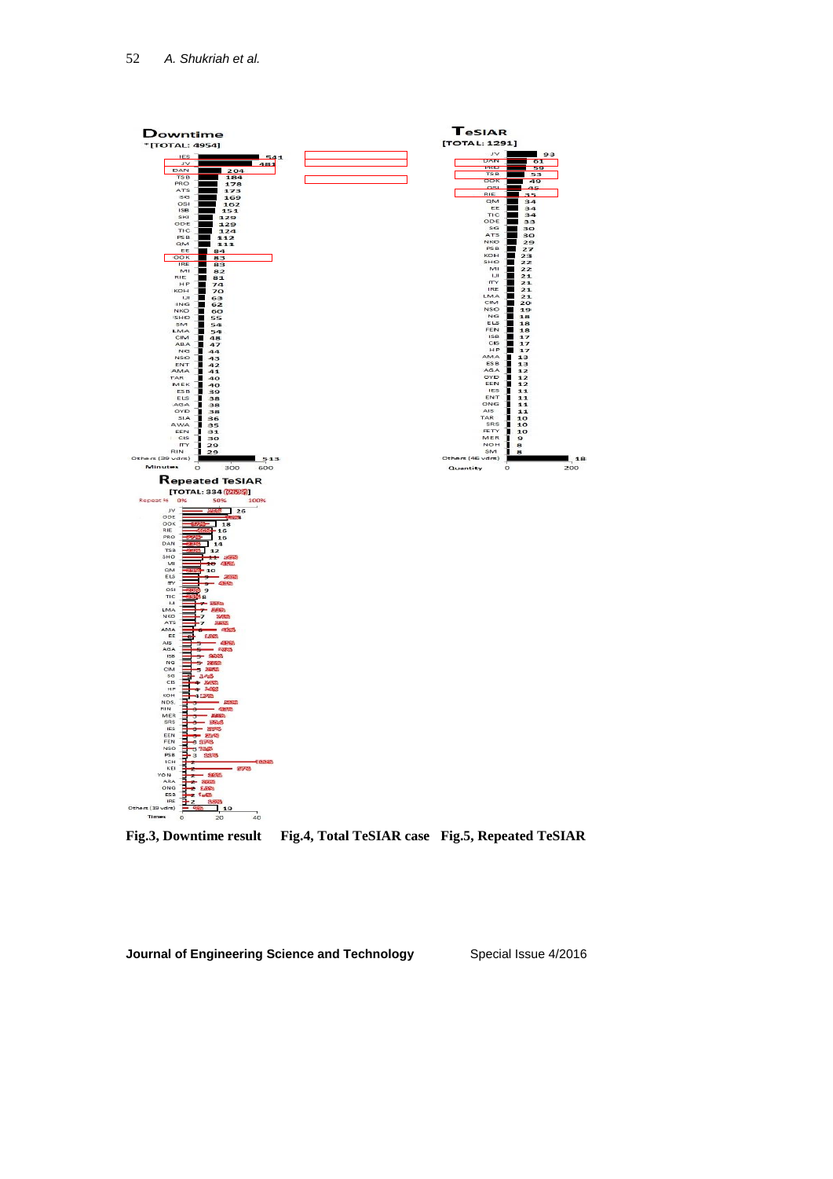Fig.3, Downtime result Fig.4, Total TeSIAR case Fig.5, Repeated TeSIAR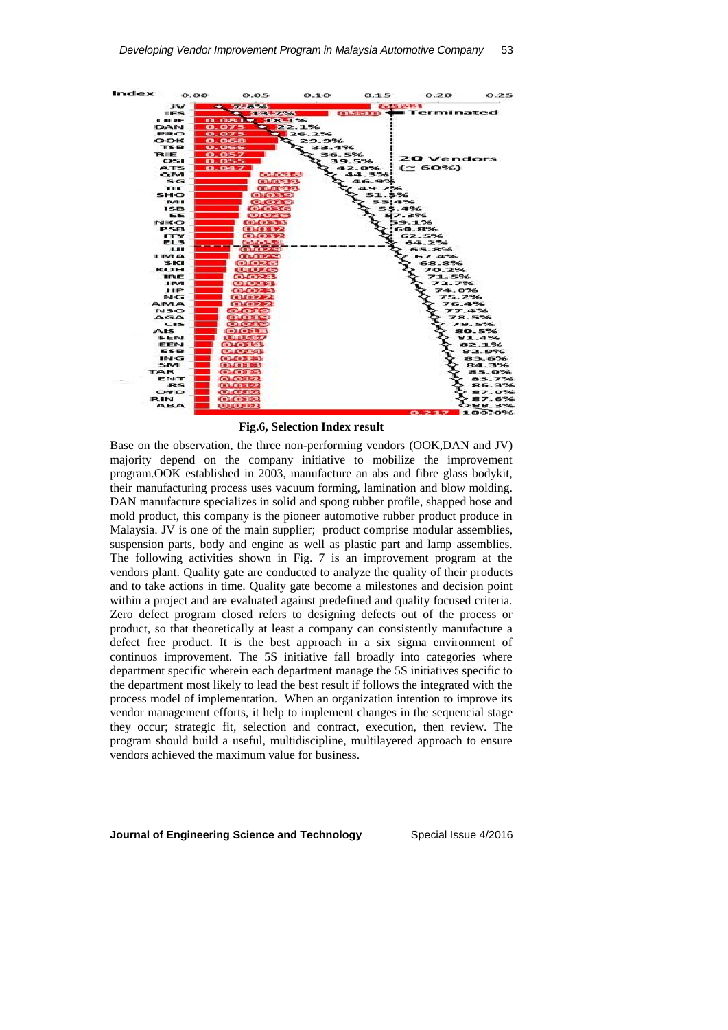**Fig.6, Selection Index result**

Base on the observation, the three non-performing vendors (OOK,DAN and JV) majority depend on the company initiative to mobilize the improvement program.OOK established in 2003, manufacture an abs and fibre glass bodykit, their manufacturing process uses vacuum forming, lamination and blow molding. DAN manufacture specializes in solid and spong rubber profile, shaped hose and mold product, this company is the pioneer automotive rubber product produce in Malaysia. JV is one of the main supplier; product comprise modular assemblies, suspension parts, body and engine as well as plastic part and lamp assemblies. The following activities shown in Fig. 7 is an improvement program at the vendors plant. Quality gate are conducted to analyze the quality of their products and to take actions in time. Quality gate become a milestones and decision point within a project and are evaluated against predefined and quality focused criteria. Zero defect program closed refers to designing defects out of the process or product, so that theoretically at least a company can consistently manufacture a defect free product. It is the best approach in a six sigma environment of continuos improvement. The 5S initiative fall broadly into categories where department specific wherein each department manage the 5S initiatives specific to the department most likely to lead the best result if follows the integrated with the process model of implementation. When an organization intention to improve its vendor management efforts, it help to implement changes in the sequencial stage they occur; strategic fit, selection and contract, execution, then review. The program should build a useful, multidiscipline, multilayered approach to ensure vendors achieved the maximum value for business.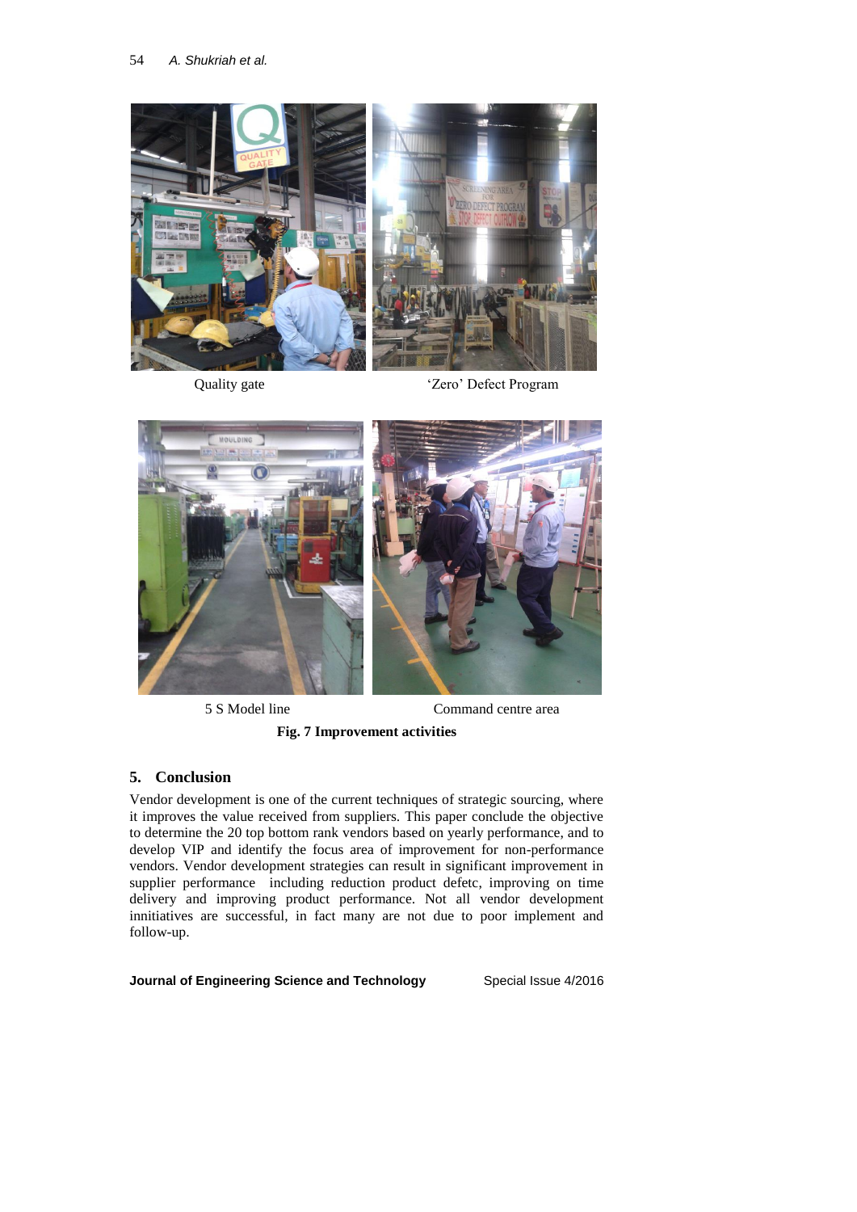Quality gate

'Zero' Defect Program

5 S Model line

Command centre area

**Fig. 7 Improvement activities**

## 5. Conclusion

Vendor development is one of the current techniques of strategic sourcing, where it improves the value received from suppliers. This paper conclude the objective to determine the 20 top bottom rank vendors based on yearly performance, and to develop VIP and identify the focus area of improvement for non-performance vendors. Vendor development strategies can result in significant improvement in supplier performance including reduction product defetc, improving on time delivery and improving product performance. Not all vendor development innitiatives are successful, in fact many are not due to poor implement and follow-up.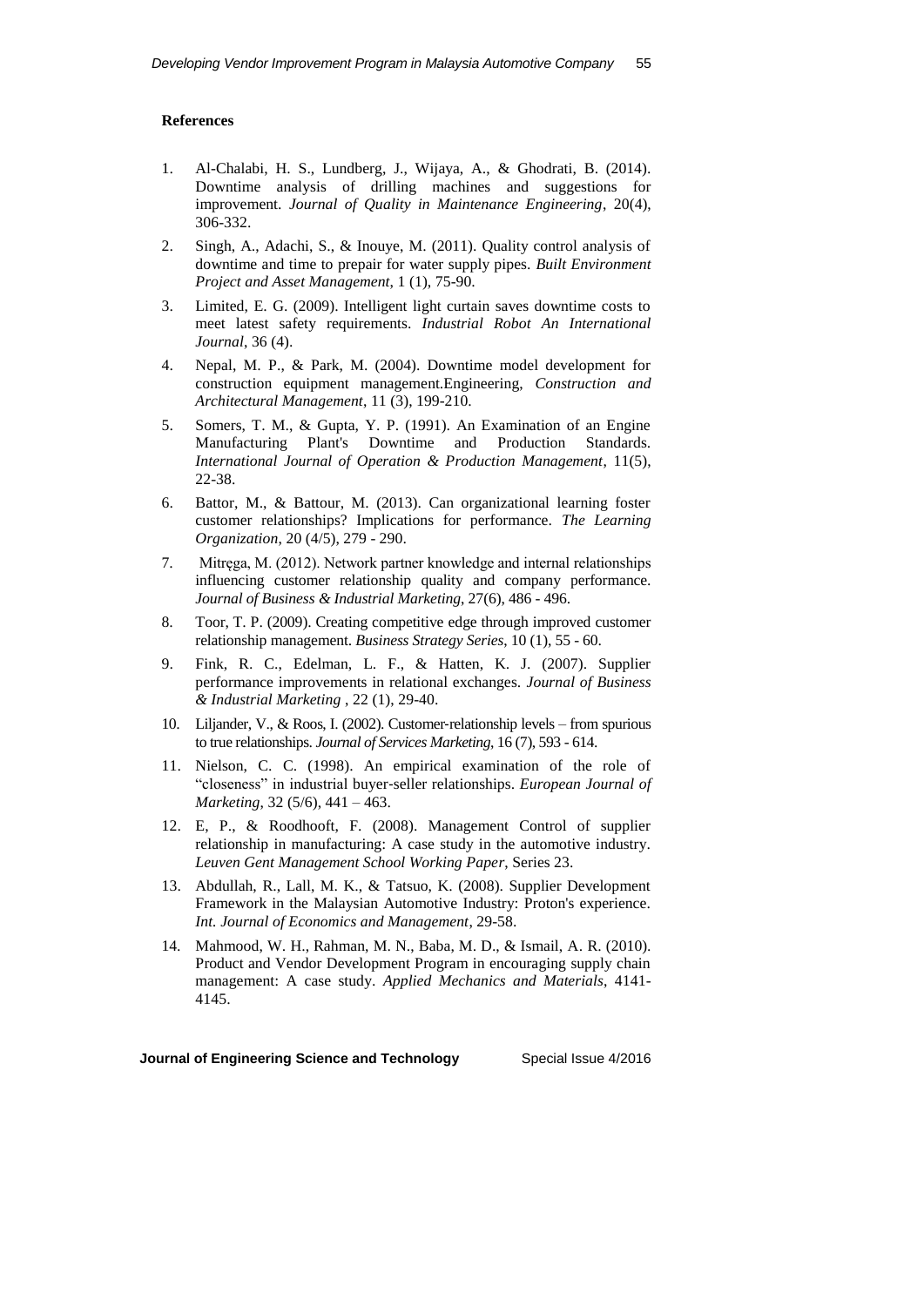**References**

1. Al-Chalabi, H. S., Lundberg, J., Wijaya, A., & Ghodrati, B. (2014). Downtime analysis of drilling machines and suggestions for improvement. *Journal of Quality in Maintenance Engineering*, 20(4), 306-332.
2. Singh, A., Adachi, S., & Inouye, M. (2011). Quality control analysis of downtime and time to prepair for water supply pipes. *Built Environment Project and Asset Management*, 1 (1), 75-90.
3. Limited, E. G. (2009). Intelligent light curtain saves downtime costs to meet latest safety requirements. *Industrial Robot An International Journal*, 36 (4).
4. Nepal, M. P., & Park, M. (2004). Downtime model development for construction equipment management.Engineering, *Construction and Architectural Management*, 11 (3), 199-210.
5. Somers, T. M., & Gupta, Y. P. (1991). An Examination of an Engine Manufacturing Plant's Downtime and Production Standards. *International Journal of Operation & Production Management*, 11(5), 22-38.
6. Battor, M., & Battour, M. (2013). Can organizational learning foster customer relationships? Implications for performance. *The Learning Organization*, 20 (4/5), 279 - 290.
7. Mitręga, M. (2012). Network partner knowledge and internal relationships influencing customer relationship quality and company performance. *Journal of Business & Industrial Marketing*, 27(6), 486 - 496.
8. Toor, T. P. (2009). Creating competitive edge through improved customer relationship management. *Business Strategy Series*, 10 (1), 55 - 60.
9. Fink, R. C., Edelman, L. F., & Hatten, K. J. (2007). Supplier performance improvements in relational exchanges. *Journal of Business & Industrial Marketing* , 22 (1), 29-40.
10. Liljander, V., & Roos, I. (2002). Customer-relationship levels – from spurious to true relationships. *Journal of Services Marketing*, 16 (7), 593 - 614.
11. Nielson, C. C. (1998). An empirical examination of the role of "closeness" in industrial buyer-seller relationships. *European Journal of Marketing*, 32 (5/6), 441 – 463.
12. E, P., & Roodhooft, F. (2008). Management Control of supplier relationship in manufacturing: A case study in the automotive industry. *Leuven Gent Management School Working Paper*, Series 23.
13. Abdullah, R., Lall, M. K., & Tatsuo, K. (2008). Supplier Development Framework in the Malaysian Automotive Industry: Proton's experience. *Int. Journal of Economics and Management*, 29-58.
14. Mahmood, W. H., Rahman, M. N., Baba, M. D., & Ismail, A. R. (2010). Product and Vendor Development Program in encouraging supply chain management: A case study. *Applied Mechanics and Materials*, 4141-4145.